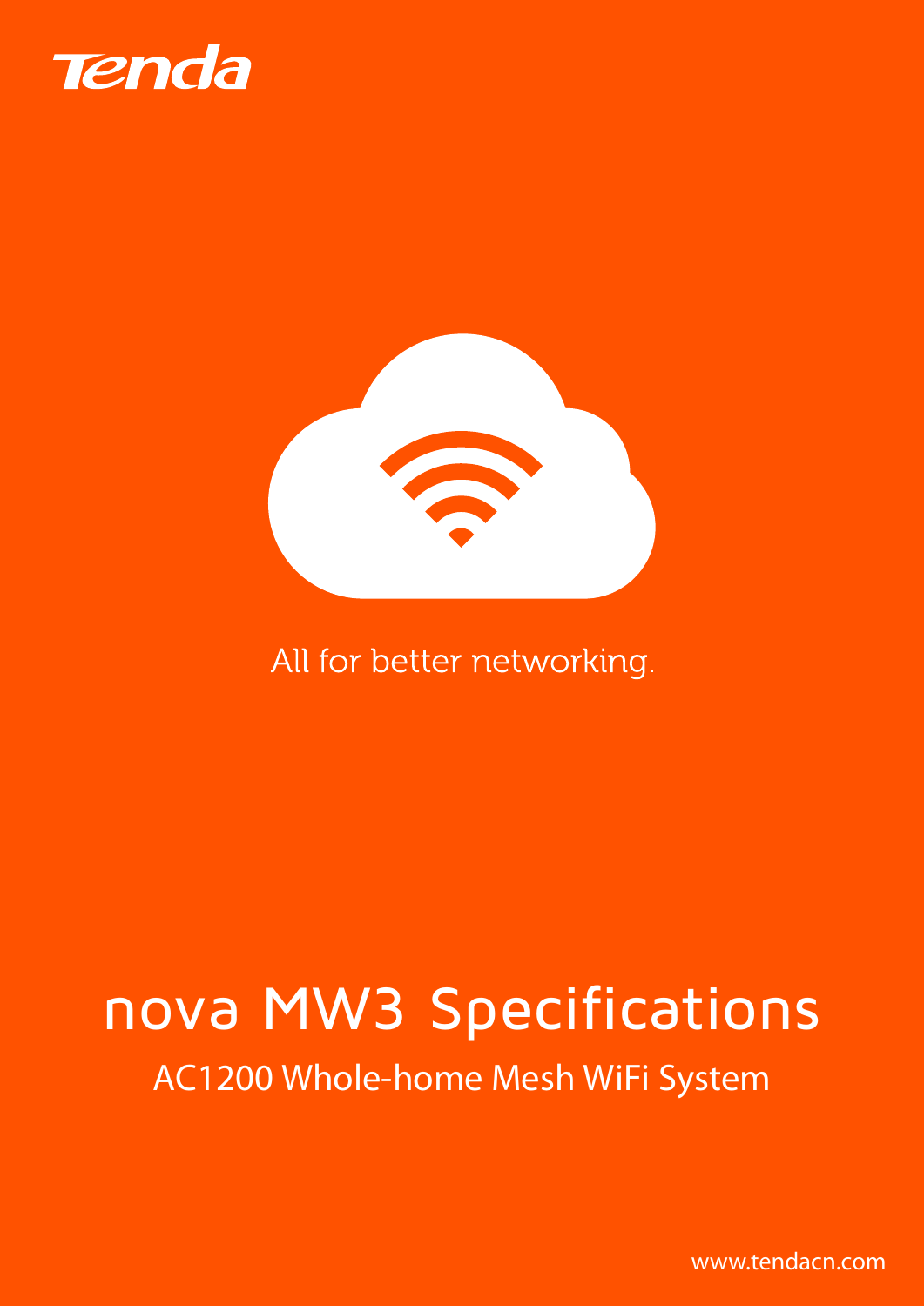Tenda

All for better networking.

# nova MW3 Specifications

## AC1200 Whole-home Mesh WiFi System

www.tendacn.com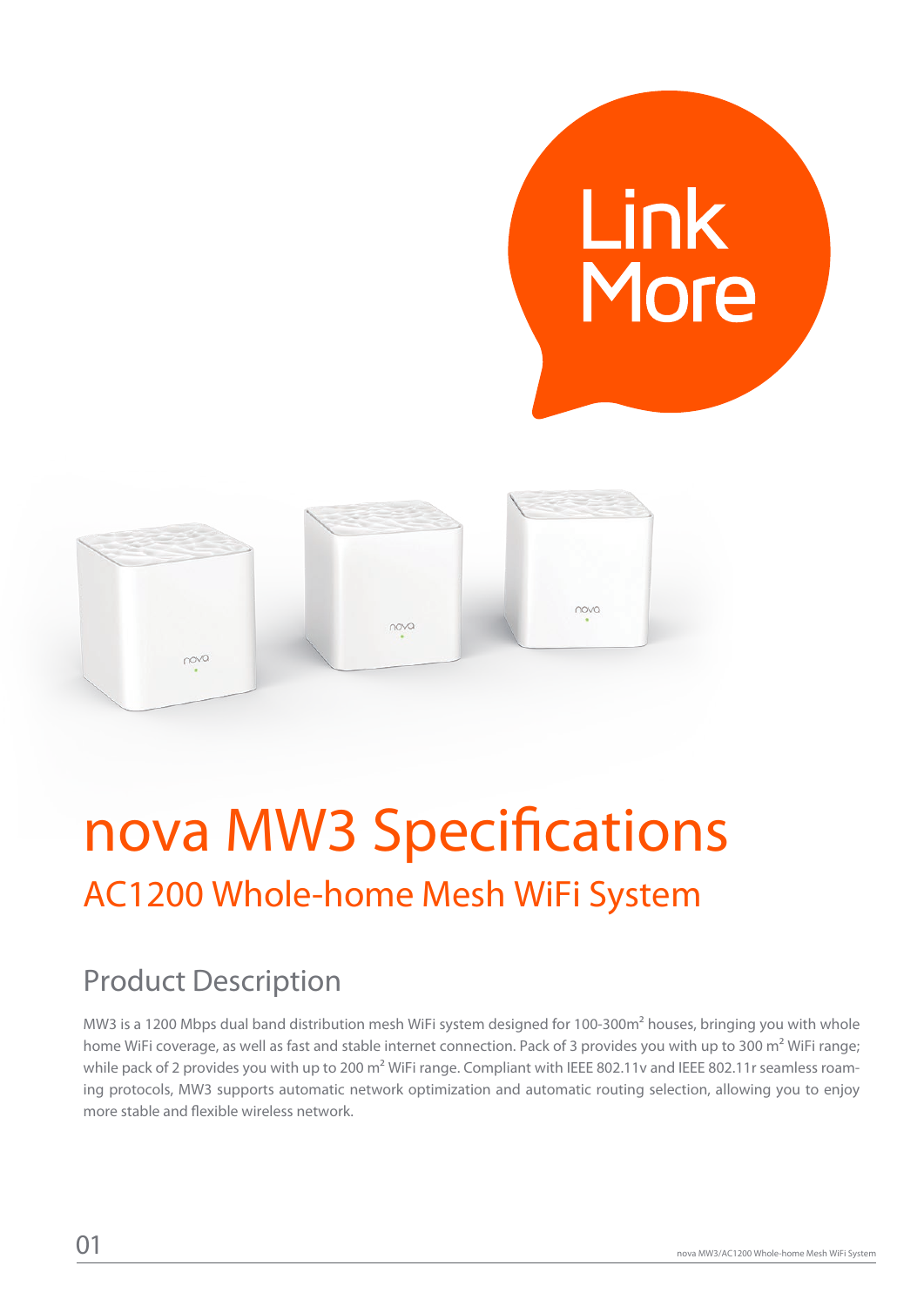Link More

# nova MW3 Specifications

## AC1200 Whole-home Mesh WiFi System

### Product Description

MW3 is a 1200 Mbps dual band distribution mesh WiFi system designed for 100-300m² houses, bringing you with whole home WiFi coverage, as well as fast and stable internet connection. Pack of 3 provides you with up to 300 m² WiFi range; while pack of 2 provides you with up to 200 m² WiFi range. Compliant with IEEE 802.11v and IEEE 802.11r seamless roaming protocols, MW3 supports automatic network optimization and automatic routing selection, allowing you to enjoy more stable and flexible wireless network.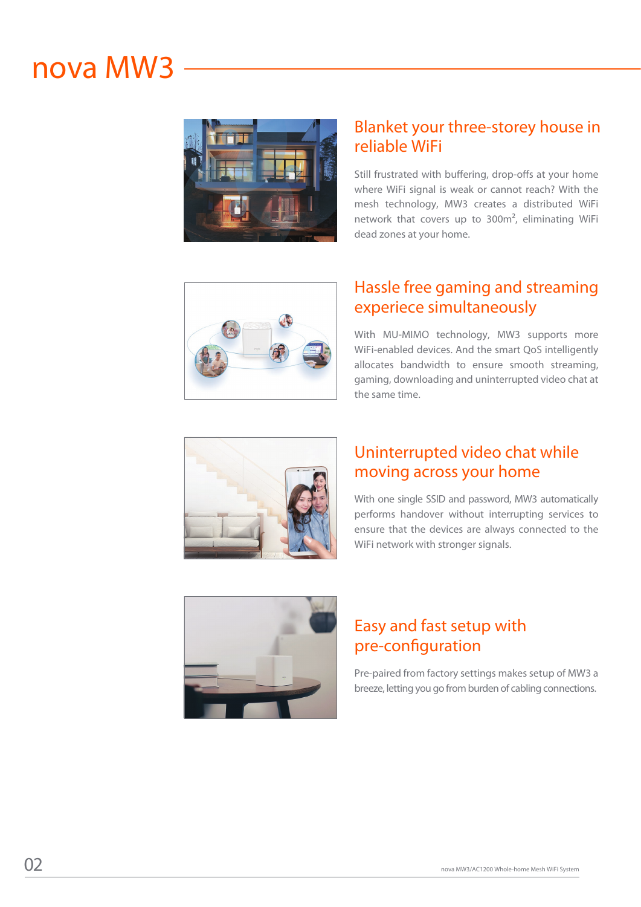# nova MW3

## Blanket your three-storey house in reliable WiFi

Still frustrated with buffering, drop-offs at your home where WiFi signal is weak or cannot reach? With the mesh technology, MW3 creates a distributed WiFi network that covers up to 300m², eliminating WiFi dead zones at your home.

## Hassle free gaming and streaming experiece simultaneously

With MU-MIMO technology, MW3 supports more WiFi-enabled devices. And the smart QoS intelligently allocates bandwidth to ensure smooth streaming, gaming, downloading and uninterrupted video chat at the same time.

## Uninterrupted video chat while moving across your home

With one single SSID and password, MW3 automatically performs handover without interrupting services to ensure that the devices are always connected to the WiFi network with stronger signals.

## Easy and fast setup with pre-configuration

Pre-paired from factory settings makes setup of MW3 a breeze, letting you go from burden of cabling connections.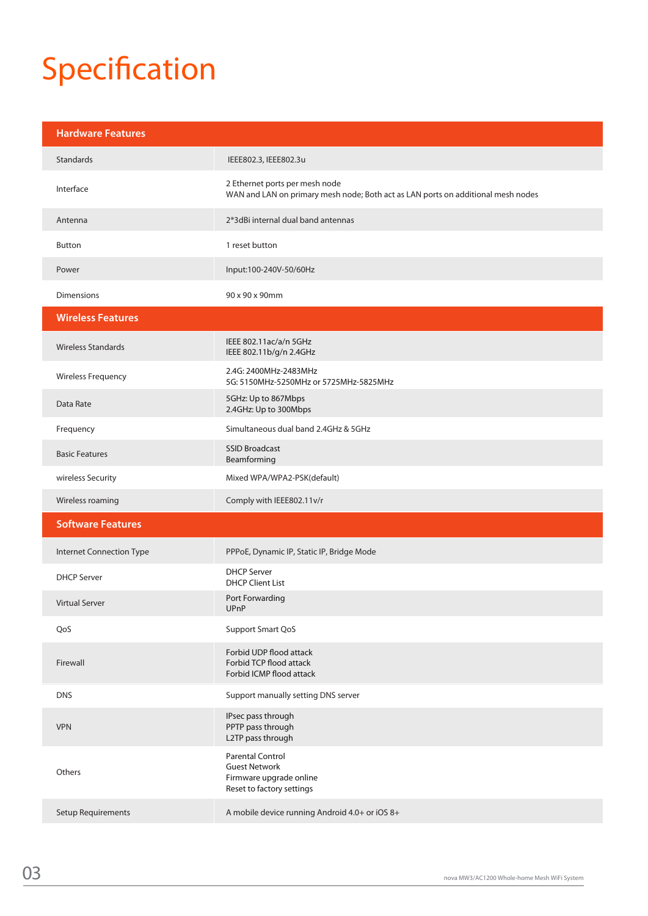# Specification

| Hardware Features | |
|---|---|
| Standards | IEEE802.3, IEEE802.3u |
| Interface | 2 Ethernet ports per mesh node<br>WAN and LAN on primary mesh node; Both act as LAN ports on additional mesh nodes |
| Antenna | 2*3dBi internal dual band antennas |
| Button | 1 reset button |
| Power | Input:100-240V-50/60Hz |
| Dimensions | 90 x 90 x 90mm |
| **Wireless Features** | |
| Wireless Standards | IEEE 802.11ac/a/n 5GHz<br>IEEE 802.11b/g/n 2.4GHz |
| Wireless Frequency | 2.4G: 2400MHz-2483MHz<br>5G: 5150MHz-5250MHz or 5725MHz-5825MHz |
| Data Rate | 5GHz: Up to 867Mbps<br>2.4GHz: Up to 300Mbps |
| Frequency | Simultaneous dual band 2.4GHz & 5GHz |
| Basic Features | SSID Broadcast<br>Beamforming |
| wireless Security | Mixed WPA/WPA2-PSK(default) |
| Wireless roaming | Comply with IEEE802.11v/r |
| **Software Features** | |
| Internet Connection Type | PPPoE, Dynamic IP, Static IP, Bridge Mode |
| DHCP Server | DHCP Server<br>DHCP Client List |
| Virtual Server | Port Forwarding<br>UPnP |
| QoS | Support Smart QoS |
| Firewall | Forbid UDP flood attack<br>Forbid TCP flood attack<br>Forbid ICMP flood attack |
| DNS | Support manually setting DNS server |
| VPN | IPsec pass through<br>PPTP pass through<br>L2TP pass through |
| Others | Parental Control<br>Guest Network<br>Firmware upgrade online<br>Reset to factory settings |
| Setup Requirements | A mobile device running Android 4.0+ or iOS 8+ |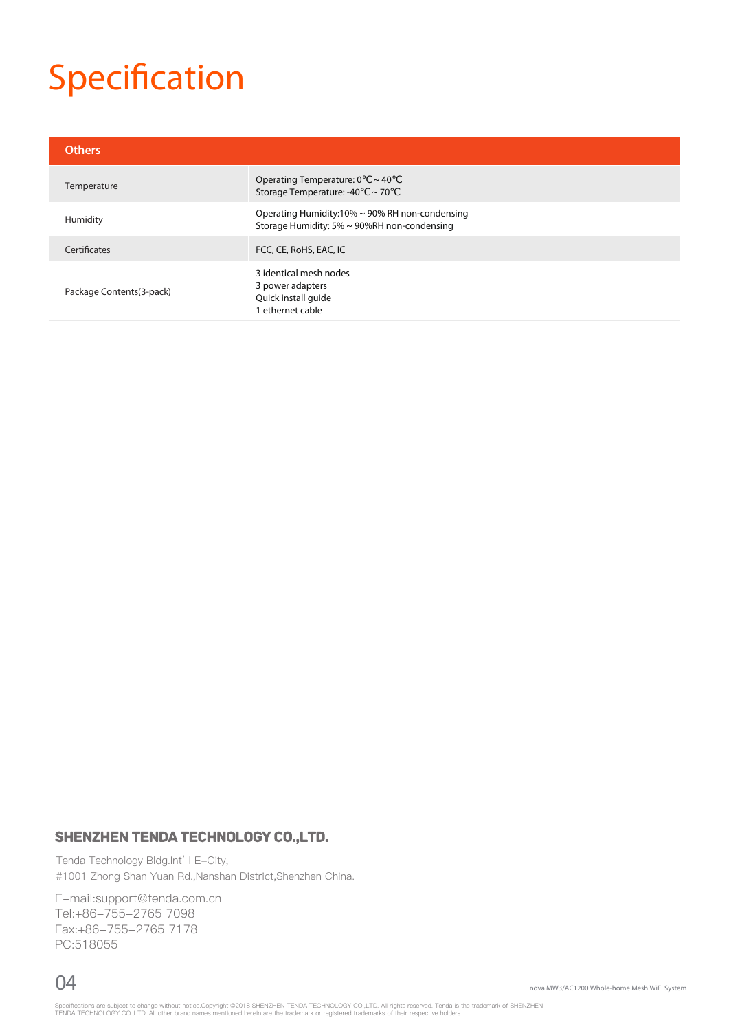# Specification

| Others | |
|---|---|
| Temperature | Operating Temperature: 0℃ ~ 40℃<br>Storage Temperature: -40℃ ~ 70℃ |
| Humidity | Operating Humidity:10% ~ 90% RH non-condensing<br>Storage Humidity: 5% ~ 90%RH non-condensing |
| Certificates | FCC, CE, RoHS, EAC, IC |
| Package Contents(3-pack) | 3 identical mesh nodes<br>3 power adapters<br>Quick install guide<br>1 ethernet cable |

**SHENZHEN TENDA TECHNOLOGY CO.,LTD.**

Tenda Technology Bldg.Int' l E-City,
#1001 Zhong Shan Yuan Rd.,Nanshan District,Shenzhen China.

E-mail:support@tenda.com.cn
Tel:+86-755-2765 7098
Fax:+86-755-2765 7178
PC:518055

Specifications are subject to change without notice.Copyright ©2018 SHENZHEN TENDA TECHNOLOGY CO.,LTD. All rights reserved. Tenda is the trademark of SHENZHEN TENDA TECHNOLOGY CO.,LTD. All other brand names mentioned herein are the trademark or registered trademarks of their respective holders.